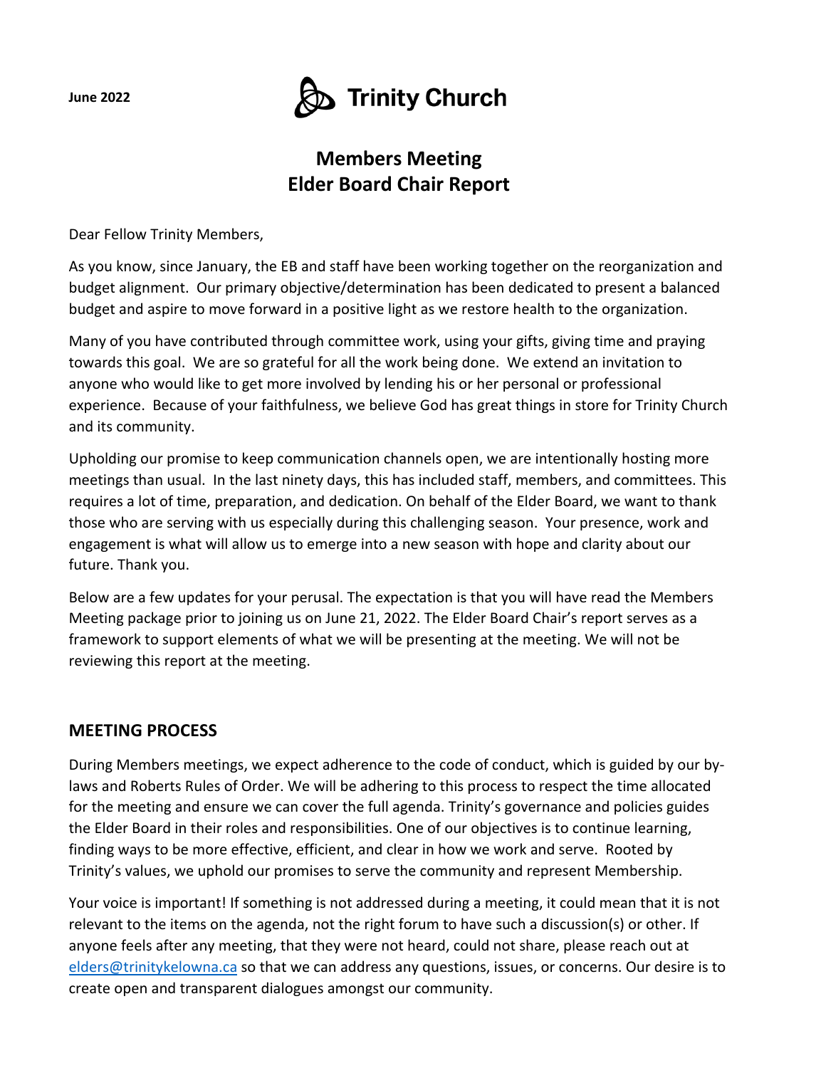June 2022

**Trinity Church**

# Members Meeting
# Elder Board Chair Report

Dear Fellow Trinity Members,

As you know, since January, the EB and staff have been working together on the reorganization and budget alignment. Our primary objective/determination has been dedicated to present a balanced budget and aspire to move forward in a positive light as we restore health to the organization.

Many of you have contributed through committee work, using your gifts, giving time and praying towards this goal. We are so grateful for all the work being done. We extend an invitation to anyone who would like to get more involved by lending his or her personal or professional experience. Because of your faithfulness, we believe God has great things in store for Trinity Church and its community.

Upholding our promise to keep communication channels open, we are intentionally hosting more meetings than usual. In the last ninety days, this has included staff, members, and committees. This requires a lot of time, preparation, and dedication. On behalf of the Elder Board, we want to thank those who are serving with us especially during this challenging season. Your presence, work and engagement is what will allow us to emerge into a new season with hope and clarity about our future. Thank you.

Below are a few updates for your perusal. The expectation is that you will have read the Members Meeting package prior to joining us on June 21, 2022. The Elder Board Chair's report serves as a framework to support elements of what we will be presenting at the meeting. We will not be reviewing this report at the meeting.

## MEETING PROCESS

During Members meetings, we expect adherence to the code of conduct, which is guided by our by-laws and Roberts Rules of Order. We will be adhering to this process to respect the time allocated for the meeting and ensure we can cover the full agenda. Trinity's governance and policies guides the Elder Board in their roles and responsibilities. One of our objectives is to continue learning, finding ways to be more effective, efficient, and clear in how we work and serve. Rooted by Trinity's values, we uphold our promises to serve the community and represent Membership.

Your voice is important! If something is not addressed during a meeting, it could mean that it is not relevant to the items on the agenda, not the right forum to have such a discussion(s) or other. If anyone feels after any meeting, that they were not heard, could not share, please reach out at [elders@trinitykelowna.ca](mailto:elders@trinitykelowna.ca) so that we can address any questions, issues, or concerns. Our desire is to create open and transparent dialogues amongst our community.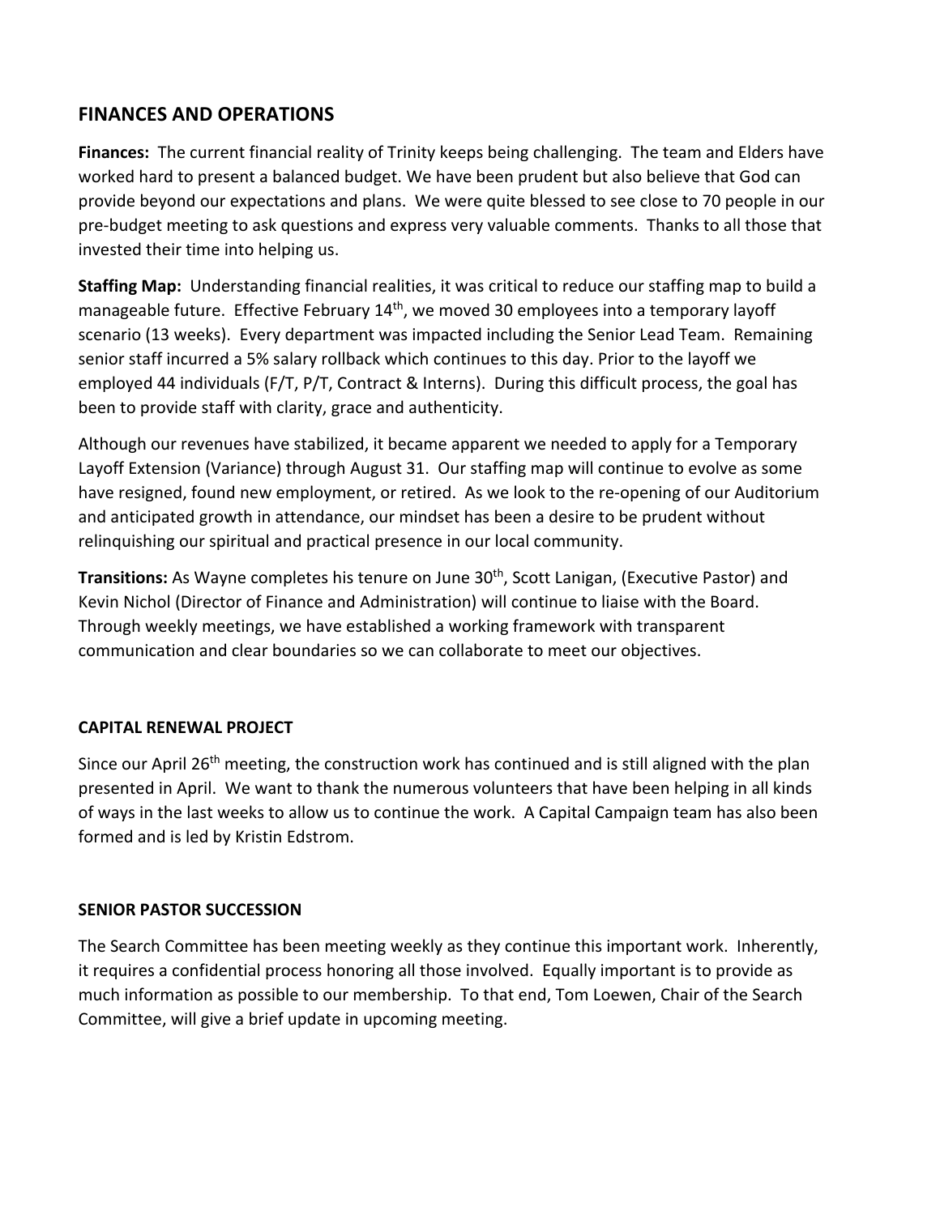## FINANCES AND OPERATIONS

**Finances:** The current financial reality of Trinity keeps being challenging. The team and Elders have worked hard to present a balanced budget. We have been prudent but also believe that God can provide beyond our expectations and plans. We were quite blessed to see close to 70 people in our pre-budget meeting to ask questions and express very valuable comments. Thanks to all those that invested their time into helping us.

**Staffing Map:** Understanding financial realities, it was critical to reduce our staffing map to build a manageable future. Effective February 14th, we moved 30 employees into a temporary layoff scenario (13 weeks). Every department was impacted including the Senior Lead Team. Remaining senior staff incurred a 5% salary rollback which continues to this day. Prior to the layoff we employed 44 individuals (F/T, P/T, Contract & Interns). During this difficult process, the goal has been to provide staff with clarity, grace and authenticity.

Although our revenues have stabilized, it became apparent we needed to apply for a Temporary Layoff Extension (Variance) through August 31. Our staffing map will continue to evolve as some have resigned, found new employment, or retired. As we look to the re-opening of our Auditorium and anticipated growth in attendance, our mindset has been a desire to be prudent without relinquishing our spiritual and practical presence in our local community.

**Transitions:** As Wayne completes his tenure on June 30th, Scott Lanigan, (Executive Pastor) and Kevin Nichol (Director of Finance and Administration) will continue to liaise with the Board. Through weekly meetings, we have established a working framework with transparent communication and clear boundaries so we can collaborate to meet our objectives.

### CAPITAL RENEWAL PROJECT

Since our April 26th meeting, the construction work has continued and is still aligned with the plan presented in April. We want to thank the numerous volunteers that have been helping in all kinds of ways in the last weeks to allow us to continue the work. A Capital Campaign team has also been formed and is led by Kristin Edstrom.

### SENIOR PASTOR SUCCESSION

The Search Committee has been meeting weekly as they continue this important work. Inherently, it requires a confidential process honoring all those involved. Equally important is to provide as much information as possible to our membership. To that end, Tom Loewen, Chair of the Search Committee, will give a brief update in upcoming meeting.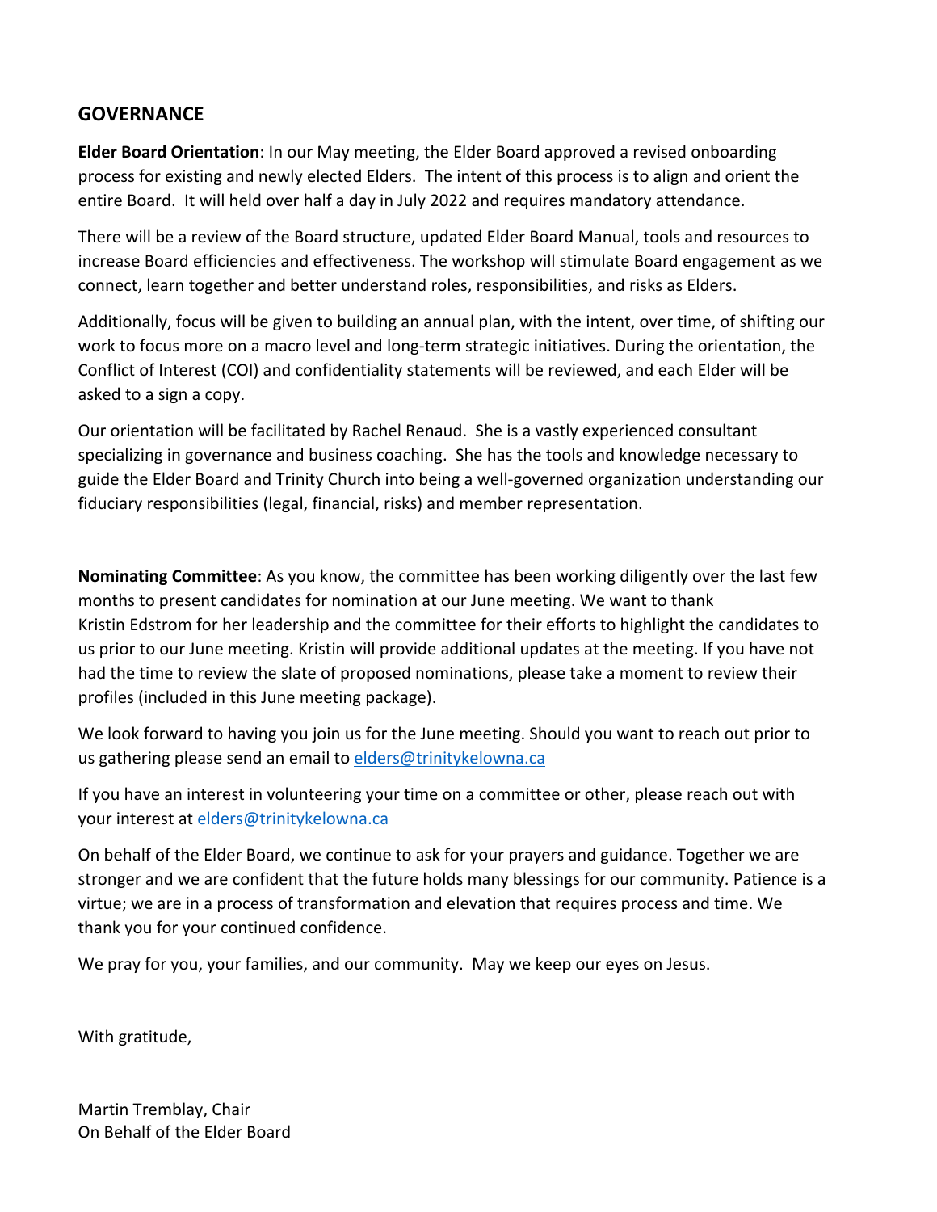## GOVERNANCE

**Elder Board Orientation**: In our May meeting, the Elder Board approved a revised onboarding process for existing and newly elected Elders. The intent of this process is to align and orient the entire Board. It will held over half a day in July 2022 and requires mandatory attendance.

There will be a review of the Board structure, updated Elder Board Manual, tools and resources to increase Board efficiencies and effectiveness. The workshop will stimulate Board engagement as we connect, learn together and better understand roles, responsibilities, and risks as Elders.

Additionally, focus will be given to building an annual plan, with the intent, over time, of shifting our work to focus more on a macro level and long-term strategic initiatives. During the orientation, the Conflict of Interest (COI) and confidentiality statements will be reviewed, and each Elder will be asked to a sign a copy.

Our orientation will be facilitated by Rachel Renaud. She is a vastly experienced consultant specializing in governance and business coaching. She has the tools and knowledge necessary to guide the Elder Board and Trinity Church into being a well-governed organization understanding our fiduciary responsibilities (legal, financial, risks) and member representation.

**Nominating Committee**: As you know, the committee has been working diligently over the last few months to present candidates for nomination at our June meeting. We want to thank Kristin Edstrom for her leadership and the committee for their efforts to highlight the candidates to us prior to our June meeting. Kristin will provide additional updates at the meeting. If you have not had the time to review the slate of proposed nominations, please take a moment to review their profiles (included in this June meeting package).

We look forward to having you join us for the June meeting. Should you want to reach out prior to us gathering please send an email to elders@trinitykelowna.ca

If you have an interest in volunteering your time on a committee or other, please reach out with your interest at elders@trinitykelowna.ca

On behalf of the Elder Board, we continue to ask for your prayers and guidance. Together we are stronger and we are confident that the future holds many blessings for our community. Patience is a virtue; we are in a process of transformation and elevation that requires process and time. We thank you for your continued confidence.

We pray for you, your families, and our community. May we keep our eyes on Jesus.

With gratitude,

Martin Tremblay, Chair
On Behalf of the Elder Board